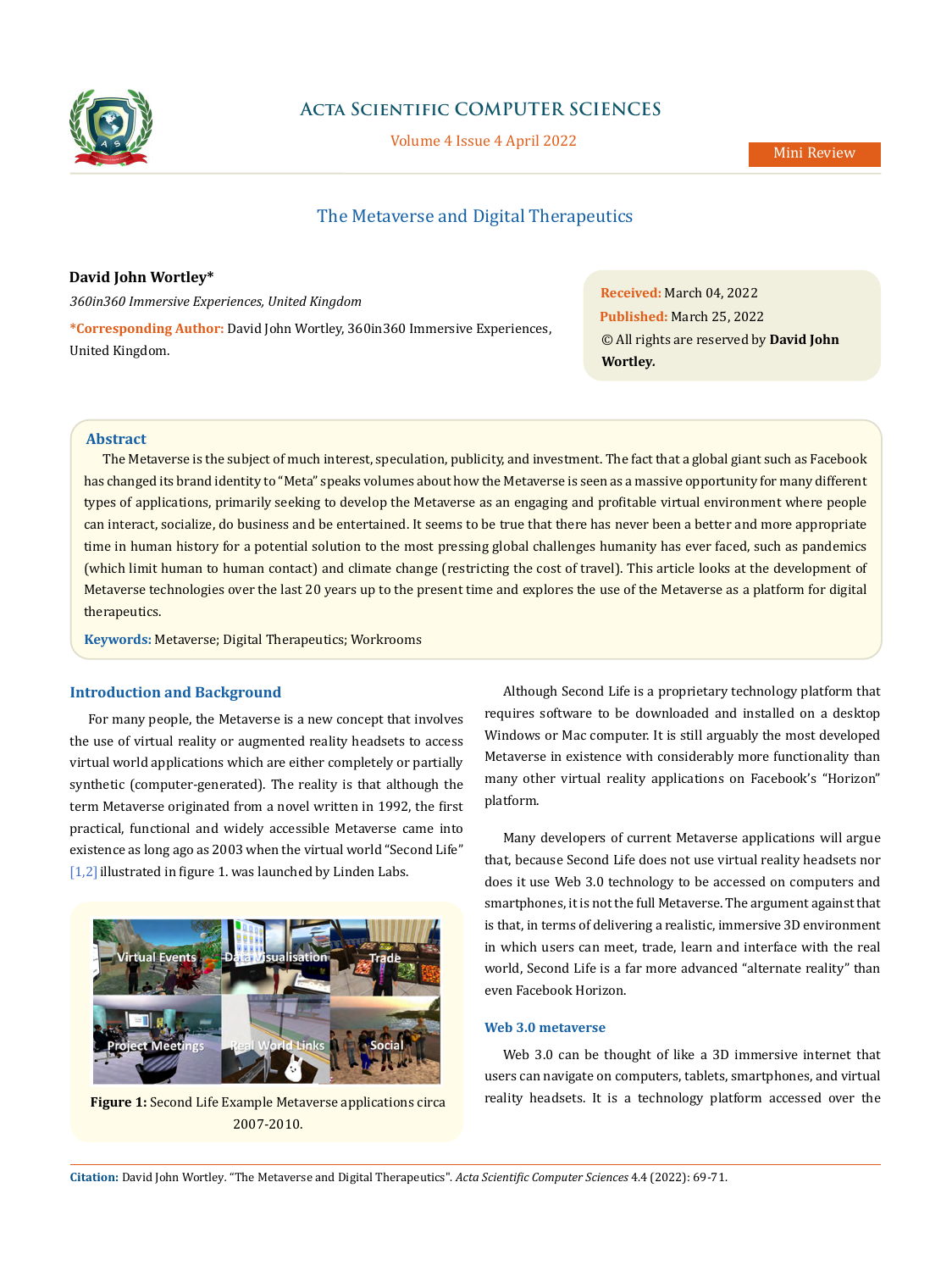# The Metaverse and Digital Therapeutics

**David John Wortley***

*360in360 Immersive Experiences, United Kingdom*

***Corresponding Author:** David John Wortley, 360in360 Immersive Experiences, United Kingdom.

**Received:** March 04, 2022
**Published:** March 25, 2022
© All rights are reserved by **David John Wortley.**

## Abstract

The Metaverse is the subject of much interest, speculation, publicity, and investment. The fact that a global giant such as Facebook has changed its brand identity to "Meta" speaks volumes about how the Metaverse is seen as a massive opportunity for many different types of applications, primarily seeking to develop the Metaverse as an engaging and profitable virtual environment where people can interact, socialize, do business and be entertained. It seems to be true that there has never been a better and more appropriate time in human history for a potential solution to the most pressing global challenges humanity has ever faced, such as pandemics (which limit human to human contact) and climate change (restricting the cost of travel). This article looks at the development of Metaverse technologies over the last 20 years up to the present time and explores the use of the Metaverse as a platform for digital therapeutics.

**Keywords:** Metaverse; Digital Therapeutics; Workrooms

## Introduction and Background

For many people, the Metaverse is a new concept that involves the use of virtual reality or augmented reality headsets to access virtual world applications which are either completely or partially synthetic (computer-generated). The reality is that although the term Metaverse originated from a novel written in 1992, the first practical, functional and widely accessible Metaverse came into existence as long ago as 2003 when the virtual world "Second Life" [1,2] illustrated in figure 1. was launched by Linden Labs.

**Figure 1:** Second Life Example Metaverse applications circa 2007-2010.

Although Second Life is a proprietary technology platform that requires software to be downloaded and installed on a desktop Windows or Mac computer. It is still arguably the most developed Metaverse in existence with considerably more functionality than many other virtual reality applications on Facebook's "Horizon" platform.

Many developers of current Metaverse applications will argue that, because Second Life does not use virtual reality headsets nor does it use Web 3.0 technology to be accessed on computers and smartphones, it is not the full Metaverse. The argument against that is that, in terms of delivering a realistic, immersive 3D environment in which users can meet, trade, learn and interface with the real world, Second Life is a far more advanced "alternate reality" than even Facebook Horizon.

### Web 3.0 metaverse

Web 3.0 can be thought of like a 3D immersive internet that users can navigate on computers, tablets, smartphones, and virtual reality headsets. It is a technology platform accessed over the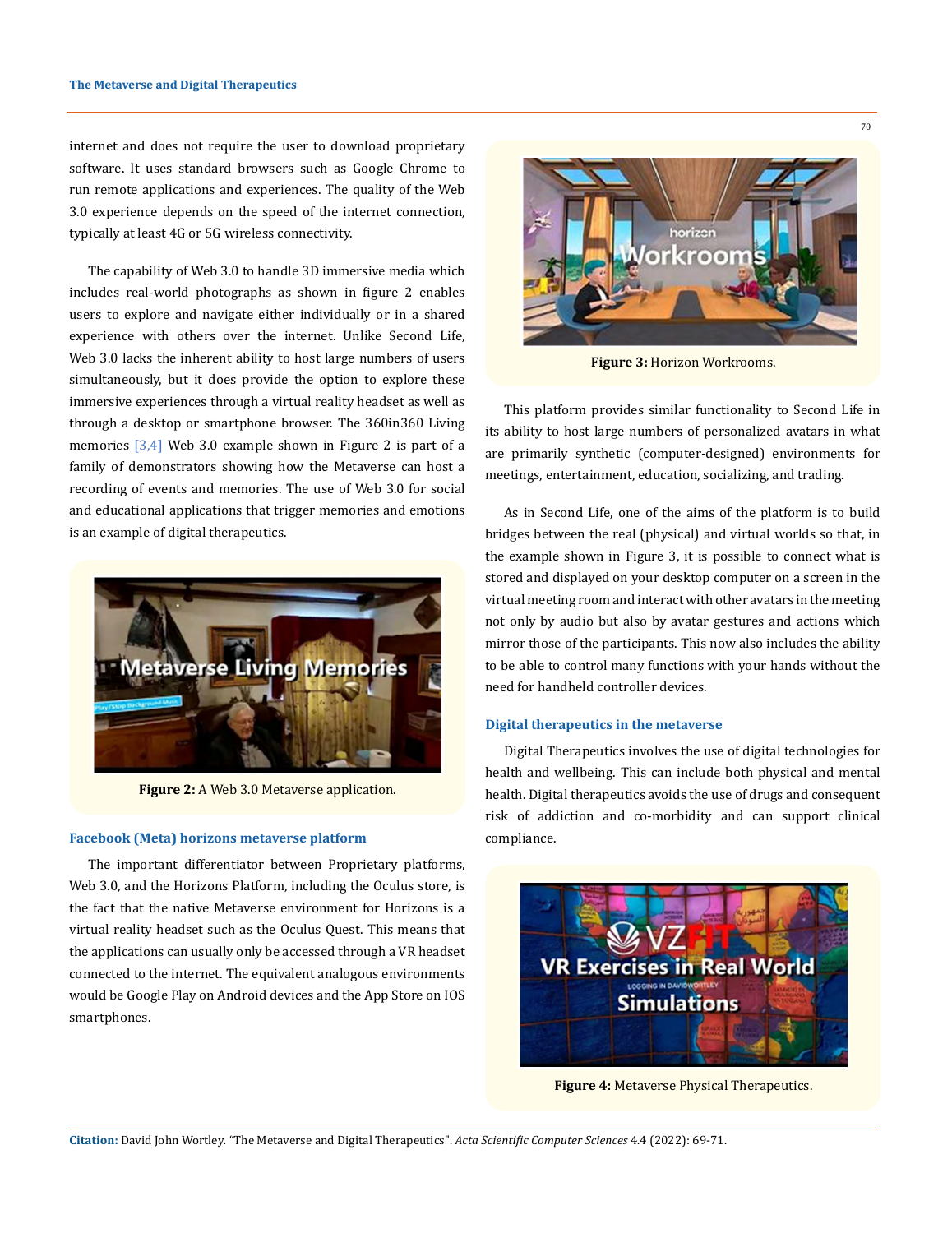internet and does not require the user to download proprietary software. It uses standard browsers such as Google Chrome to run remote applications and experiences. The quality of the Web 3.0 experience depends on the speed of the internet connection, typically at least 4G or 5G wireless connectivity.

The capability of Web 3.0 to handle 3D immersive media which includes real-world photographs as shown in figure 2 enables users to explore and navigate either individually or in a shared experience with others over the internet. Unlike Second Life, Web 3.0 lacks the inherent ability to host large numbers of users simultaneously, but it does provide the option to explore these immersive experiences through a virtual reality headset as well as through a desktop or smartphone browser. The 360in360 Living memories [3,4] Web 3.0 example shown in Figure 2 is part of a family of demonstrators showing how the Metaverse can host a recording of events and memories. The use of Web 3.0 for social and educational applications that trigger memories and emotions is an example of digital therapeutics.

**Figure 2:** A Web 3.0 Metaverse application.

### Facebook (Meta) horizons metaverse platform

The important differentiator between Proprietary platforms, Web 3.0, and the Horizons Platform, including the Oculus store, is the fact that the native Metaverse environment for Horizons is a virtual reality headset such as the Oculus Quest. This means that the applications can usually only be accessed through a VR headset connected to the internet. The equivalent analogous environments would be Google Play on Android devices and the App Store on IOS smartphones.

**Figure 3:** Horizon Workrooms.

This platform provides similar functionality to Second Life in its ability to host large numbers of personalized avatars in what are primarily synthetic (computer-designed) environments for meetings, entertainment, education, socializing, and trading.

As in Second Life, one of the aims of the platform is to build bridges between the real (physical) and virtual worlds so that, in the example shown in Figure 3, it is possible to connect what is stored and displayed on your desktop computer on a screen in the virtual meeting room and interact with other avatars in the meeting not only by audio but also by avatar gestures and actions which mirror those of the participants. This now also includes the ability to be able to control many functions with your hands without the need for handheld controller devices.

### Digital therapeutics in the metaverse

Digital Therapeutics involves the use of digital technologies for health and wellbeing. This can include both physical and mental health. Digital therapeutics avoids the use of drugs and consequent risk of addiction and co-morbidity and can support clinical compliance.

**Figure 4:** Metaverse Physical Therapeutics.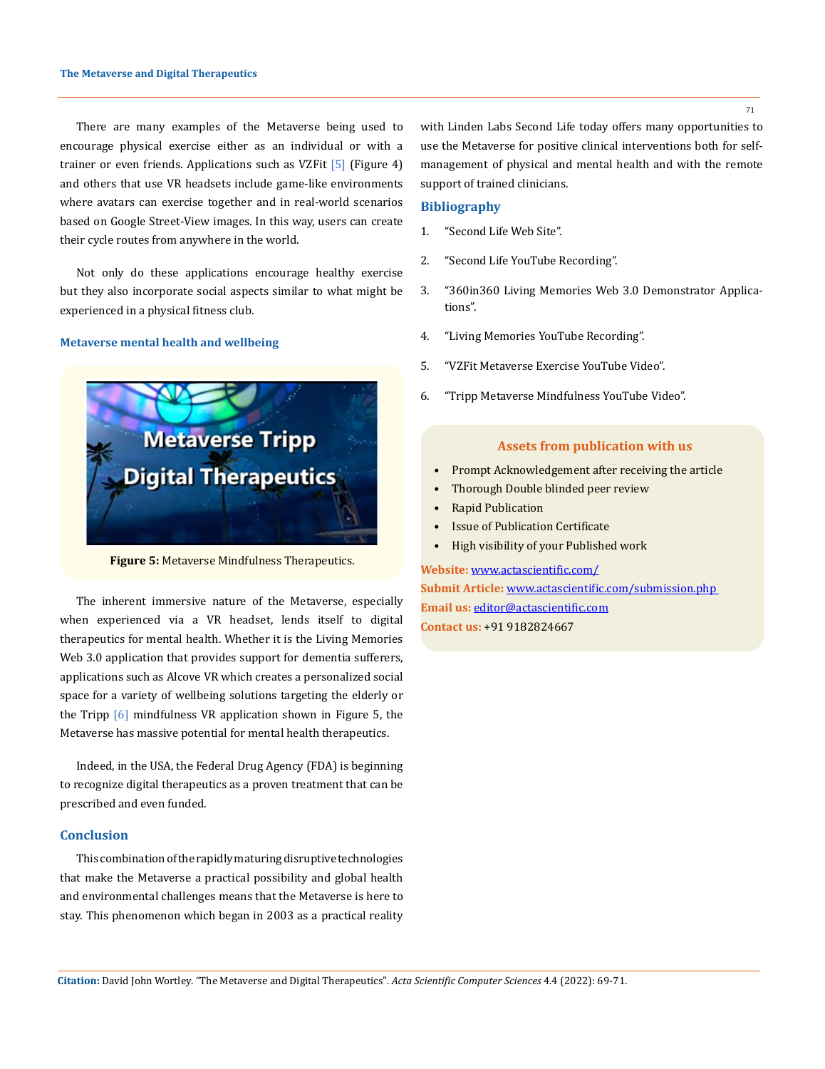There are many examples of the Metaverse being used to encourage physical exercise either as an individual or with a trainer or even friends. Applications such as VZFit [5] (Figure 4) and others that use VR headsets include game-like environments where avatars can exercise together and in real-world scenarios based on Google Street-View images. In this way, users can create their cycle routes from anywhere in the world.

Not only do these applications encourage healthy exercise but they also incorporate social aspects similar to what might be experienced in a physical fitness club.

### Metaverse mental health and wellbeing

**Figure 5:** Metaverse Mindfulness Therapeutics.

The inherent immersive nature of the Metaverse, especially when experienced via a VR headset, lends itself to digital therapeutics for mental health. Whether it is the Living Memories Web 3.0 application that provides support for dementia sufferers, applications such as Alcove VR which creates a personalized social space for a variety of wellbeing solutions targeting the elderly or the Tripp [6] mindfulness VR application shown in Figure 5, the Metaverse has massive potential for mental health therapeutics.

Indeed, in the USA, the Federal Drug Agency (FDA) is beginning to recognize digital therapeutics as a proven treatment that can be prescribed and even funded.

## Conclusion

This combination of the rapidly maturing disruptive technologies that make the Metaverse a practical possibility and global health and environmental challenges means that the Metaverse is here to stay. This phenomenon which began in 2003 as a practical reality with Linden Labs Second Life today offers many opportunities to use the Metaverse for positive clinical interventions both for self-management of physical and mental health and with the remote support of trained clinicians.

## Bibliography

1. "Second Life Web Site".
2. "Second Life YouTube Recording".
3. "360in360 Living Memories Web 3.0 Demonstrator Applications".
4. "Living Memories YouTube Recording".
5. "VZFit Metaverse Exercise YouTube Video".
6. "Tripp Metaverse Mindfulness YouTube Video".

### Assets from publication with us

- Prompt Acknowledgement after receiving the article
- Thorough Double blinded peer review
- Rapid Publication
- Issue of Publication Certificate
- High visibility of your Published work

**Website:** www.actascientific.com/
**Submit Article:** www.actascientific.com/submission.php
**Email us:** editor@actascientific.com
**Contact us:** +91 9182824667